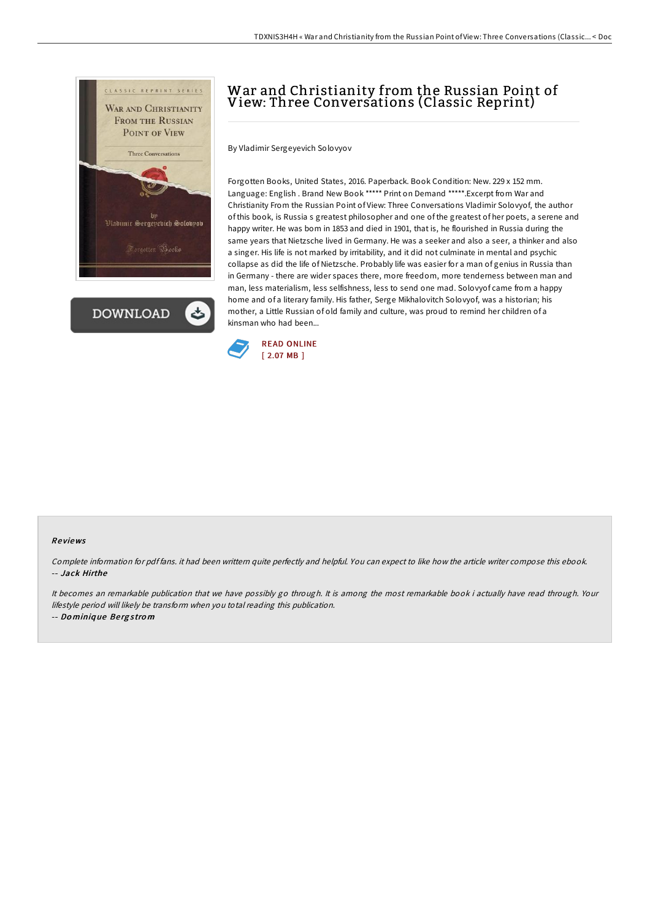# War and Christianity from the Russian Point of View: Three Conversations (Classic Reprint)

By Vladimir Sergeyevich Solovyov

Forgotten Books, United States, 2016. Paperback. Book Condition: New. 229 x 152 mm. Language: English . Brand New Book ***** Print on Demand *****.Excerpt from War and Christianity From the Russian Point of View: Three Conversations Vladimir Solovyof, the author of this book, is Russia s greatest philosopher and one of the greatest of her poets, a serene and happy writer. He was born in 1853 and died in 1901, that is, he flourished in Russia during the same years that Nietzsche lived in Germany. He was a seeker and also a seer, a thinker and also a singer. His life is not marked by irritability, and it did not culminate in mental and psychic collapse as did the life of Nietzsche. Probably life was easier for a man of genius in Russia than in Germany - there are wider spaces there, more freedom, more tenderness between man and man, less materialism, less selfishness, less to send one mad. Solovyof came from a happy home and of a literary family. His father, Serge Mikhalovitch Solovyof, was a historian; his mother, a Little Russian of old family and culture, was proud to remind her children of a kinsman who had been...

DOWNLOAD

READ ONLINE
[ 2.07 MB ]

## Reviews

*Complete information for pdf fans. it had been writtern quite perfectly and helpful. You can expect to like how the article writer compose this ebook.*
-- ***Jack Hirthe***

*It becomes an remarkable publication that we have possibly go through. It is among the most remarkable book i actually have read through. Your lifestyle period will likely be transform when you total reading this publication.*
-- ***Dominique Bergstrom***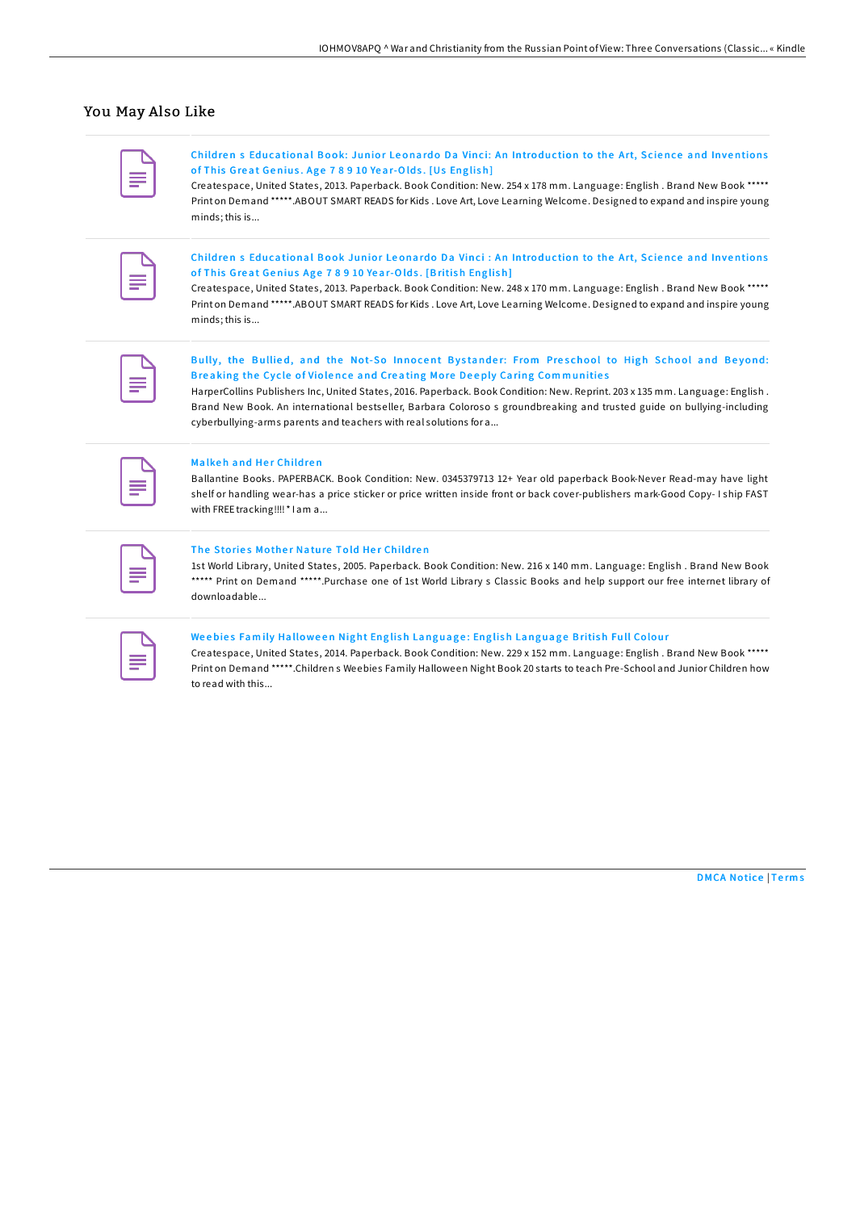## You May Also Like

**Children s Educational Book: Junior Leonardo Da Vinci: An Introduction to the Art, Science and Inventions of This Great Genius. Age 7 8 9 10 Year-Olds. [Us English]**

Createspace, United States, 2013. Paperback. Book Condition: New. 254 x 178 mm. Language: English . Brand New Book ***** Print on Demand *****.ABOUT SMART READS for Kids . Love Art, Love Learning Welcome. Designed to expand and inspire young minds; this is...

**Children s Educational Book Junior Leonardo Da Vinci : An Introduction to the Art, Science and Inventions of This Great Genius Age 7 8 9 10 Year-Olds. [British English]**

Createspace, United States, 2013. Paperback. Book Condition: New. 248 x 170 mm. Language: English . Brand New Book ***** Print on Demand *****.ABOUT SMART READS for Kids . Love Art, Love Learning Welcome. Designed to expand and inspire young minds; this is...

**Bully, the Bullied, and the Not-So Innocent Bystander: From Preschool to High School and Beyond: Breaking the Cycle of Violence and Creating More Deeply Caring Communities**

HarperCollins Publishers Inc, United States, 2016. Paperback. Book Condition: New. Reprint. 203 x 135 mm. Language: English . Brand New Book. An international bestseller, Barbara Coloroso s groundbreaking and trusted guide on bullying-including cyberbullying-arms parents and teachers with real solutions for a...

**Malkeh and Her Children**

Ballantine Books. PAPERBACK. Book Condition: New. 0345379713 12+ Year old paperback Book-Never Read-may have light shelf or handling wear-has a price sticker or price written inside front or back cover-publishers mark-Good Copy- I ship FAST with FREE tracking!!!! * I am a...

**The Stories Mother Nature Told Her Children**

1st World Library, United States, 2005. Paperback. Book Condition: New. 216 x 140 mm. Language: English . Brand New Book ***** Print on Demand *****.Purchase one of 1st World Library s Classic Books and help support our free internet library of downloadable...

**Weebies Family Halloween Night English Language: English Language British Full Colour**

Createspace, United States, 2014. Paperback. Book Condition: New. 229 x 152 mm. Language: English . Brand New Book ***** Print on Demand *****.Children s Weebies Family Halloween Night Book 20 starts to teach Pre-School and Junior Children how to read with this...